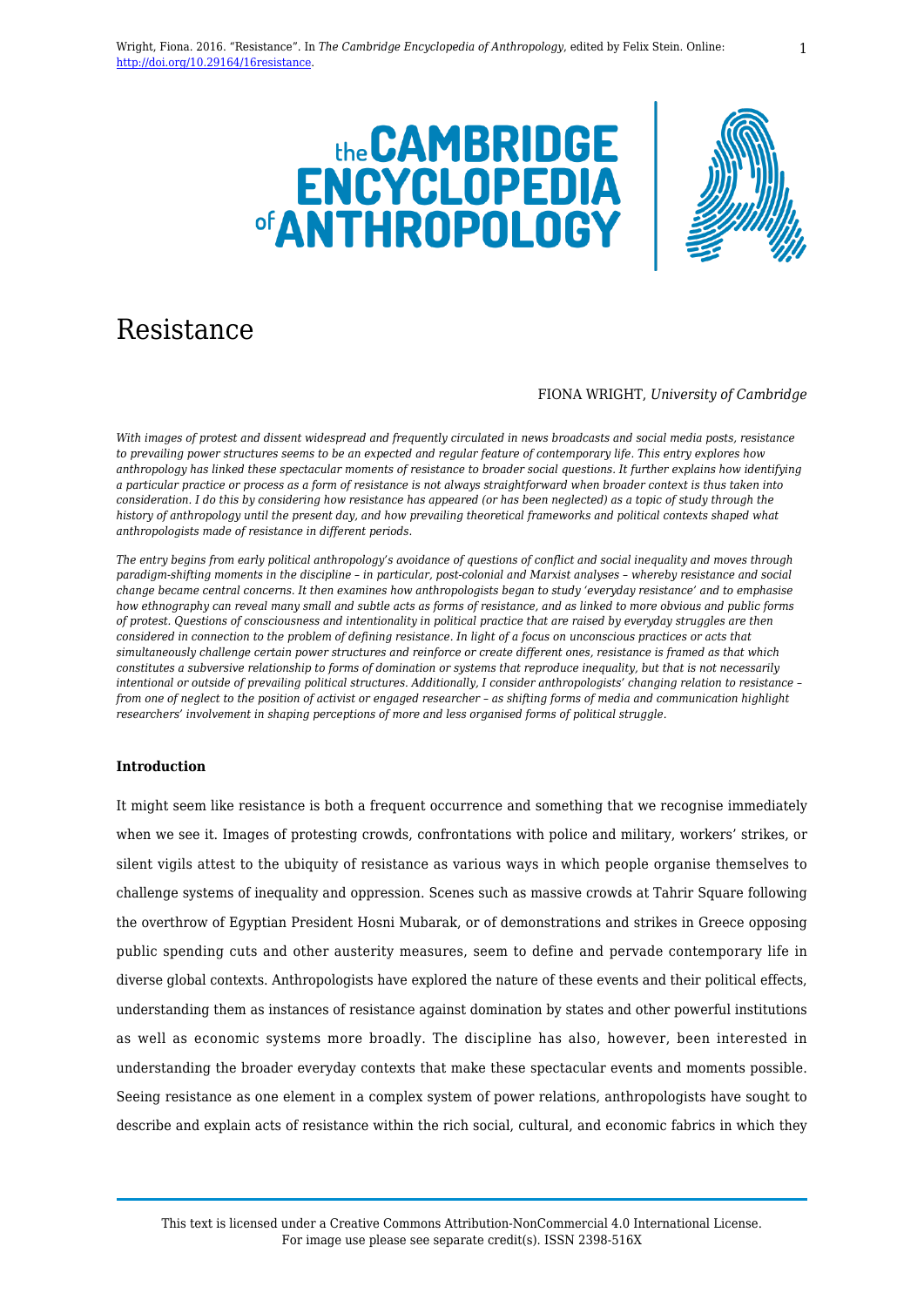Wright, Fiona. 2016. "Resistance". In *The Cambridge Encyclopedia of Anthropology*, edited by Felix Stein. Online: http://doi.org/10.29164/16resistance.

# Resistance

FIONA WRIGHT, *University of Cambridge*

*With images of protest and dissent widespread and frequently circulated in news broadcasts and social media posts, resistance to prevailing power structures seems to be an expected and regular feature of contemporary life. This entry explores how anthropology has linked these spectacular moments of resistance to broader social questions. It further explains how identifying a particular practice or process as a form of resistance is not always straightforward when broader context is thus taken into consideration. I do this by considering how resistance has appeared (or has been neglected) as a topic of study through the history of anthropology until the present day, and how prevailing theoretical frameworks and political contexts shaped what anthropologists made of resistance in different periods.*

*The entry begins from early political anthropology's avoidance of questions of conflict and social inequality and moves through paradigm-shifting moments in the discipline – in particular, post-colonial and Marxist analyses – whereby resistance and social change became central concerns. It then examines how anthropologists began to study 'everyday resistance' and to emphasise how ethnography can reveal many small and subtle acts as forms of resistance, and as linked to more obvious and public forms of protest. Questions of consciousness and intentionality in political practice that are raised by everyday struggles are then considered in connection to the problem of defining resistance. In light of a focus on unconscious practices or acts that simultaneously challenge certain power structures and reinforce or create different ones, resistance is framed as that which constitutes a subversive relationship to forms of domination or systems that reproduce inequality, but that is not necessarily intentional or outside of prevailing political structures. Additionally, I consider anthropologists' changing relation to resistance – from one of neglect to the position of activist or engaged researcher – as shifting forms of media and communication highlight researchers' involvement in shaping perceptions of more and less organised forms of political struggle.*

**Introduction**

It might seem like resistance is both a frequent occurrence and something that we recognise immediately when we see it. Images of protesting crowds, confrontations with police and military, workers' strikes, or silent vigils attest to the ubiquity of resistance as various ways in which people organise themselves to challenge systems of inequality and oppression. Scenes such as massive crowds at Tahrir Square following the overthrow of Egyptian President Hosni Mubarak, or of demonstrations and strikes in Greece opposing public spending cuts and other austerity measures, seem to define and pervade contemporary life in diverse global contexts. Anthropologists have explored the nature of these events and their political effects, understanding them as instances of resistance against domination by states and other powerful institutions as well as economic systems more broadly. The discipline has also, however, been interested in understanding the broader everyday contexts that make these spectacular events and moments possible. Seeing resistance as one element in a complex system of power relations, anthropologists have sought to describe and explain acts of resistance within the rich social, cultural, and economic fabrics in which they

This text is licensed under a Creative Commons Attribution-NonCommercial 4.0 International License. For image use please see separate credit(s). ISSN 2398-516X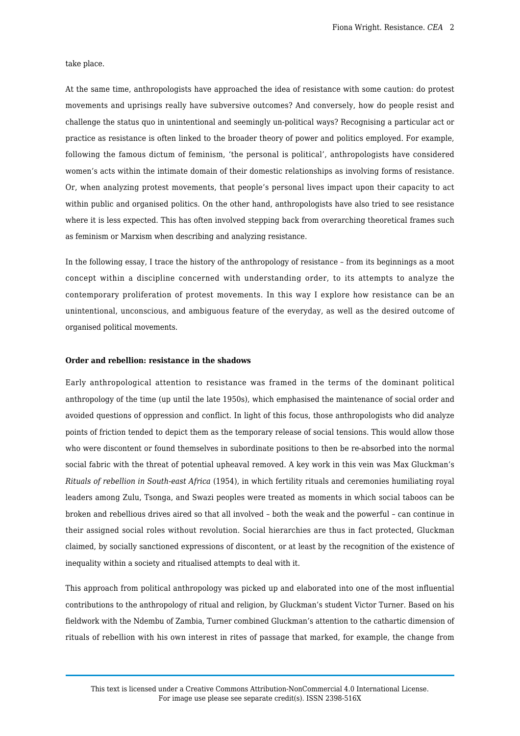take place.

At the same time, anthropologists have approached the idea of resistance with some caution: do protest movements and uprisings really have subversive outcomes? And conversely, how do people resist and challenge the status quo in unintentional and seemingly un-political ways? Recognising a particular act or practice as resistance is often linked to the broader theory of power and politics employed. For example, following the famous dictum of feminism, 'the personal is political', anthropologists have considered women's acts within the intimate domain of their domestic relationships as involving forms of resistance. Or, when analyzing protest movements, that people's personal lives impact upon their capacity to act within public and organised politics. On the other hand, anthropologists have also tried to see resistance where it is less expected. This has often involved stepping back from overarching theoretical frames such as feminism or Marxism when describing and analyzing resistance.

In the following essay, I trace the history of the anthropology of resistance – from its beginnings as a moot concept within a discipline concerned with understanding order, to its attempts to analyze the contemporary proliferation of protest movements. In this way I explore how resistance can be an unintentional, unconscious, and ambiguous feature of the everyday, as well as the desired outcome of organised political movements.

**Order and rebellion: resistance in the shadows**

Early anthropological attention to resistance was framed in the terms of the dominant political anthropology of the time (up until the late 1950s), which emphasised the maintenance of social order and avoided questions of oppression and conflict. In light of this focus, those anthropologists who did analyze points of friction tended to depict them as the temporary release of social tensions. This would allow those who were discontent or found themselves in subordinate positions to then be re-absorbed into the normal social fabric with the threat of potential upheaval removed. A key work in this vein was Max Gluckman's *Rituals of rebellion in South-east Africa* (1954), in which fertility rituals and ceremonies humiliating royal leaders among Zulu, Tsonga, and Swazi peoples were treated as moments in which social taboos can be broken and rebellious drives aired so that all involved – both the weak and the powerful – can continue in their assigned social roles without revolution. Social hierarchies are thus in fact protected, Gluckman claimed, by socially sanctioned expressions of discontent, or at least by the recognition of the existence of inequality within a society and ritualised attempts to deal with it.

This approach from political anthropology was picked up and elaborated into one of the most influential contributions to the anthropology of ritual and religion, by Gluckman's student Victor Turner. Based on his fieldwork with the Ndembu of Zambia, Turner combined Gluckman's attention to the cathartic dimension of rituals of rebellion with his own interest in rites of passage that marked, for example, the change from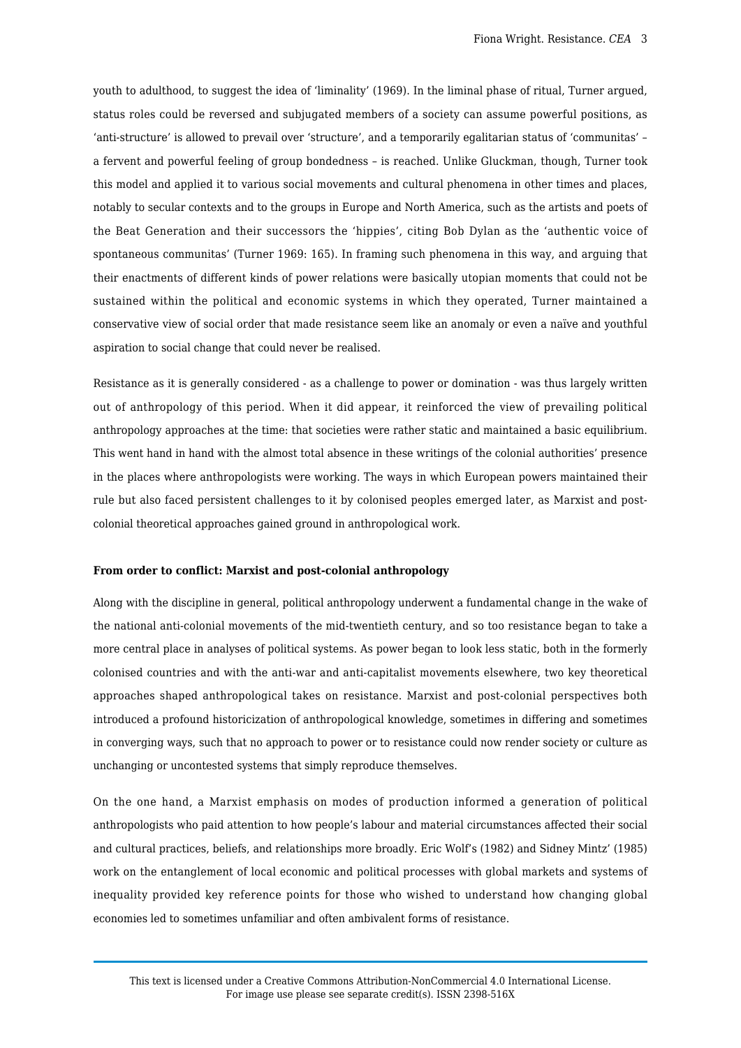youth to adulthood, to suggest the idea of 'liminality' (1969). In the liminal phase of ritual, Turner argued, status roles could be reversed and subjugated members of a society can assume powerful positions, as 'anti-structure' is allowed to prevail over 'structure', and a temporarily egalitarian status of 'communitas' – a fervent and powerful feeling of group bondedness – is reached. Unlike Gluckman, though, Turner took this model and applied it to various social movements and cultural phenomena in other times and places, notably to secular contexts and to the groups in Europe and North America, such as the artists and poets of the Beat Generation and their successors the 'hippies', citing Bob Dylan as the 'authentic voice of spontaneous communitas' (Turner 1969: 165). In framing such phenomena in this way, and arguing that their enactments of different kinds of power relations were basically utopian moments that could not be sustained within the political and economic systems in which they operated, Turner maintained a conservative view of social order that made resistance seem like an anomaly or even a naïve and youthful aspiration to social change that could never be realised.

Resistance as it is generally considered - as a challenge to power or domination - was thus largely written out of anthropology of this period. When it did appear, it reinforced the view of prevailing political anthropology approaches at the time: that societies were rather static and maintained a basic equilibrium. This went hand in hand with the almost total absence in these writings of the colonial authorities' presence in the places where anthropologists were working. The ways in which European powers maintained their rule but also faced persistent challenges to it by colonised peoples emerged later, as Marxist and post-colonial theoretical approaches gained ground in anthropological work.

**From order to conflict: Marxist and post-colonial anthropology**

Along with the discipline in general, political anthropology underwent a fundamental change in the wake of the national anti-colonial movements of the mid-twentieth century, and so too resistance began to take a more central place in analyses of political systems. As power began to look less static, both in the formerly colonised countries and with the anti-war and anti-capitalist movements elsewhere, two key theoretical approaches shaped anthropological takes on resistance. Marxist and post-colonial perspectives both introduced a profound historicization of anthropological knowledge, sometimes in differing and sometimes in converging ways, such that no approach to power or to resistance could now render society or culture as unchanging or uncontested systems that simply reproduce themselves.

On the one hand, a Marxist emphasis on modes of production informed a generation of political anthropologists who paid attention to how people's labour and material circumstances affected their social and cultural practices, beliefs, and relationships more broadly. Eric Wolf's (1982) and Sidney Mintz' (1985) work on the entanglement of local economic and political processes with global markets and systems of inequality provided key reference points for those who wished to understand how changing global economies led to sometimes unfamiliar and often ambivalent forms of resistance.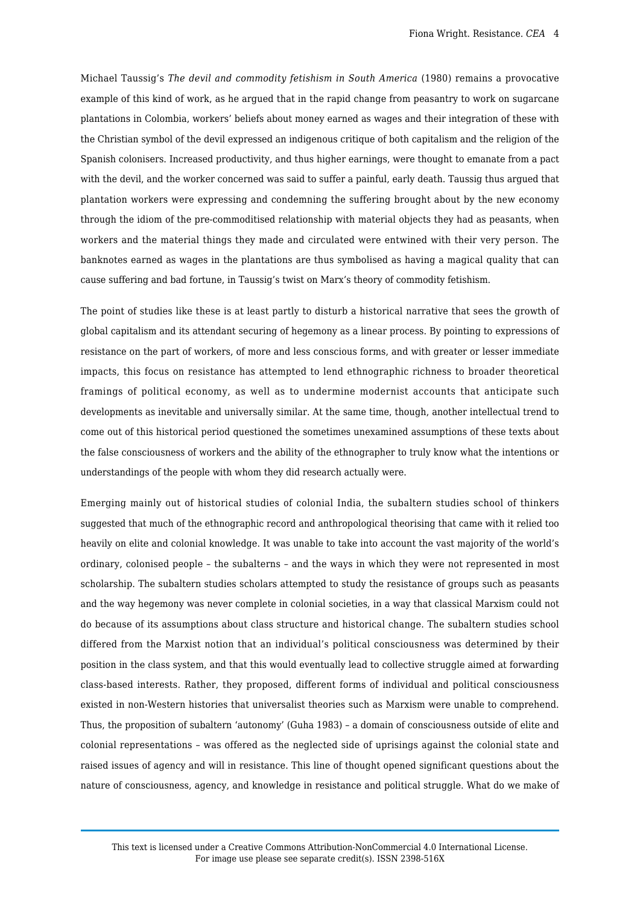Michael Taussig's *The devil and commodity fetishism in South America* (1980) remains a provocative example of this kind of work, as he argued that in the rapid change from peasantry to work on sugarcane plantations in Colombia, workers' beliefs about money earned as wages and their integration of these with the Christian symbol of the devil expressed an indigenous critique of both capitalism and the religion of the Spanish colonisers. Increased productivity, and thus higher earnings, were thought to emanate from a pact with the devil, and the worker concerned was said to suffer a painful, early death. Taussig thus argued that plantation workers were expressing and condemning the suffering brought about by the new economy through the idiom of the pre-commoditised relationship with material objects they had as peasants, when workers and the material things they made and circulated were entwined with their very person. The banknotes earned as wages in the plantations are thus symbolised as having a magical quality that can cause suffering and bad fortune, in Taussig's twist on Marx's theory of commodity fetishism.

The point of studies like these is at least partly to disturb a historical narrative that sees the growth of global capitalism and its attendant securing of hegemony as a linear process. By pointing to expressions of resistance on the part of workers, of more and less conscious forms, and with greater or lesser immediate impacts, this focus on resistance has attempted to lend ethnographic richness to broader theoretical framings of political economy, as well as to undermine modernist accounts that anticipate such developments as inevitable and universally similar. At the same time, though, another intellectual trend to come out of this historical period questioned the sometimes unexamined assumptions of these texts about the false consciousness of workers and the ability of the ethnographer to truly know what the intentions or understandings of the people with whom they did research actually were.

Emerging mainly out of historical studies of colonial India, the subaltern studies school of thinkers suggested that much of the ethnographic record and anthropological theorising that came with it relied too heavily on elite and colonial knowledge. It was unable to take into account the vast majority of the world's ordinary, colonised people – the subalterns – and the ways in which they were not represented in most scholarship. The subaltern studies scholars attempted to study the resistance of groups such as peasants and the way hegemony was never complete in colonial societies, in a way that classical Marxism could not do because of its assumptions about class structure and historical change. The subaltern studies school differed from the Marxist notion that an individual's political consciousness was determined by their position in the class system, and that this would eventually lead to collective struggle aimed at forwarding class-based interests. Rather, they proposed, different forms of individual and political consciousness existed in non-Western histories that universalist theories such as Marxism were unable to comprehend. Thus, the proposition of subaltern 'autonomy' (Guha 1983) – a domain of consciousness outside of elite and colonial representations – was offered as the neglected side of uprisings against the colonial state and raised issues of agency and will in resistance. This line of thought opened significant questions about the nature of consciousness, agency, and knowledge in resistance and political struggle. What do we make of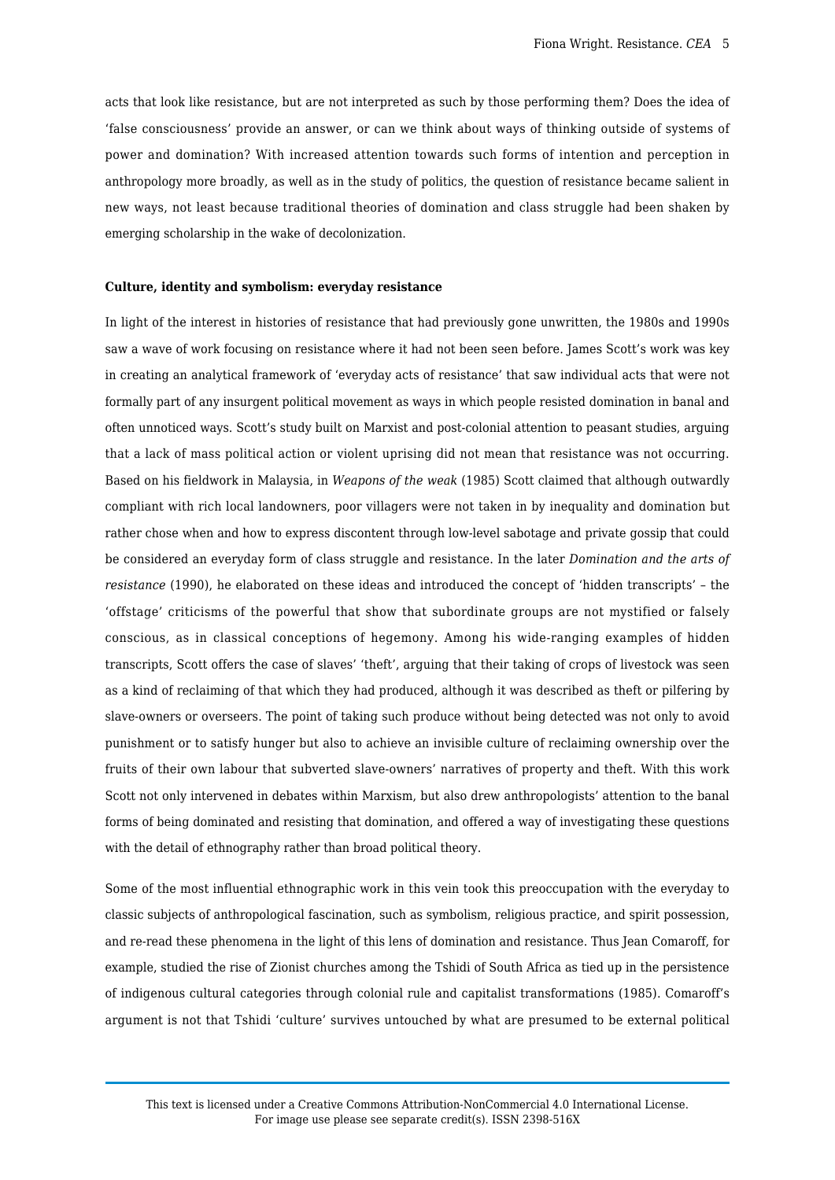acts that look like resistance, but are not interpreted as such by those performing them? Does the idea of 'false consciousness' provide an answer, or can we think about ways of thinking outside of systems of power and domination? With increased attention towards such forms of intention and perception in anthropology more broadly, as well as in the study of politics, the question of resistance became salient in new ways, not least because traditional theories of domination and class struggle had been shaken by emerging scholarship in the wake of decolonization.

**Culture, identity and symbolism: everyday resistance**

In light of the interest in histories of resistance that had previously gone unwritten, the 1980s and 1990s saw a wave of work focusing on resistance where it had not been seen before. James Scott's work was key in creating an analytical framework of 'everyday acts of resistance' that saw individual acts that were not formally part of any insurgent political movement as ways in which people resisted domination in banal and often unnoticed ways. Scott's study built on Marxist and post-colonial attention to peasant studies, arguing that a lack of mass political action or violent uprising did not mean that resistance was not occurring. Based on his fieldwork in Malaysia, in *Weapons of the weak* (1985) Scott claimed that although outwardly compliant with rich local landowners, poor villagers were not taken in by inequality and domination but rather chose when and how to express discontent through low-level sabotage and private gossip that could be considered an everyday form of class struggle and resistance. In the later *Domination and the arts of resistance* (1990), he elaborated on these ideas and introduced the concept of 'hidden transcripts' – the 'offstage' criticisms of the powerful that show that subordinate groups are not mystified or falsely conscious, as in classical conceptions of hegemony. Among his wide-ranging examples of hidden transcripts, Scott offers the case of slaves' 'theft', arguing that their taking of crops of livestock was seen as a kind of reclaiming of that which they had produced, although it was described as theft or pilfering by slave-owners or overseers. The point of taking such produce without being detected was not only to avoid punishment or to satisfy hunger but also to achieve an invisible culture of reclaiming ownership over the fruits of their own labour that subverted slave-owners' narratives of property and theft. With this work Scott not only intervened in debates within Marxism, but also drew anthropologists' attention to the banal forms of being dominated and resisting that domination, and offered a way of investigating these questions with the detail of ethnography rather than broad political theory.

Some of the most influential ethnographic work in this vein took this preoccupation with the everyday to classic subjects of anthropological fascination, such as symbolism, religious practice, and spirit possession, and re-read these phenomena in the light of this lens of domination and resistance. Thus Jean Comaroff, for example, studied the rise of Zionist churches among the Tshidi of South Africa as tied up in the persistence of indigenous cultural categories through colonial rule and capitalist transformations (1985). Comaroff's argument is not that Tshidi 'culture' survives untouched by what are presumed to be external political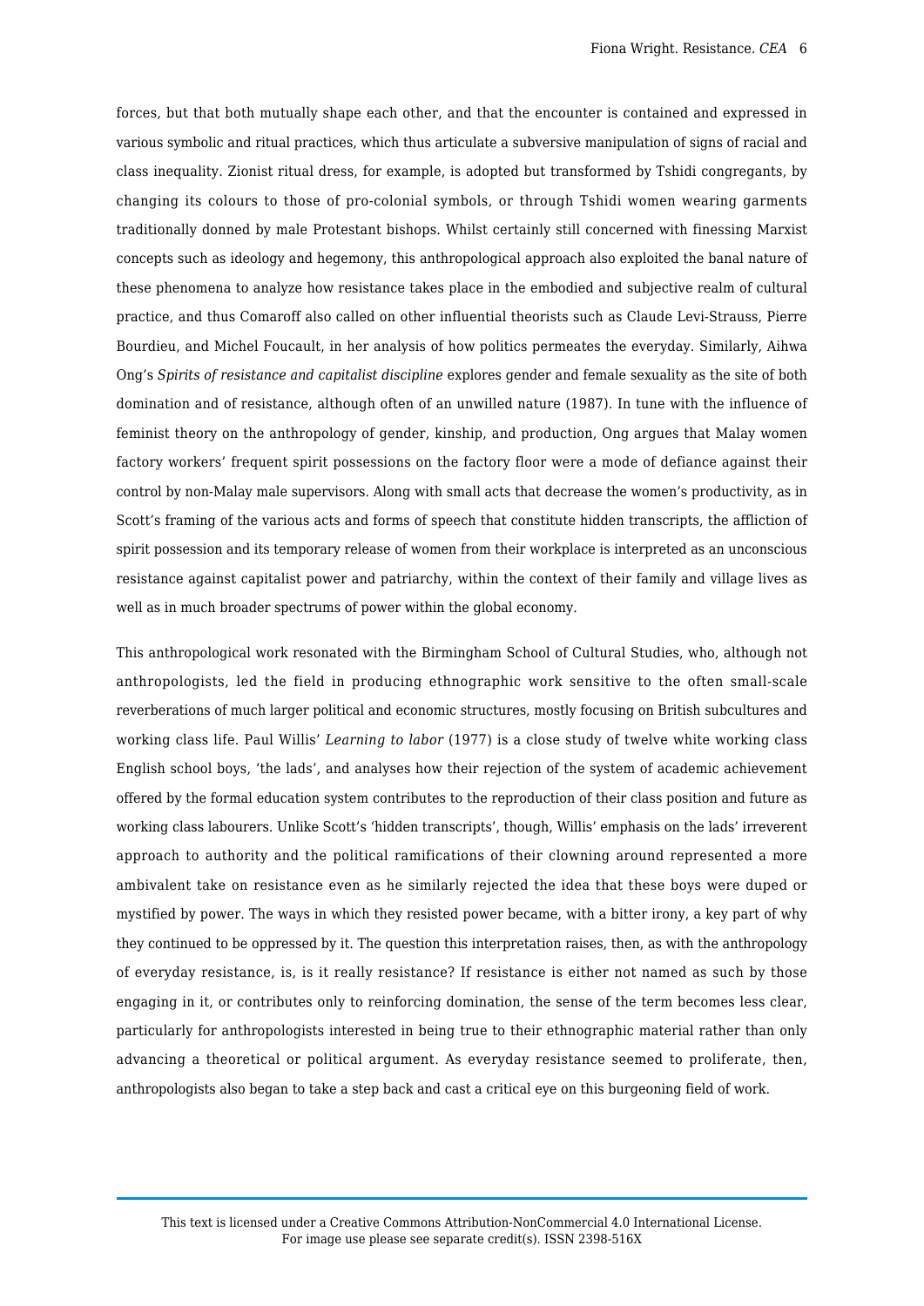forces, but that both mutually shape each other, and that the encounter is contained and expressed in various symbolic and ritual practices, which thus articulate a subversive manipulation of signs of racial and class inequality. Zionist ritual dress, for example, is adopted but transformed by Tshidi congregants, by changing its colours to those of pro-colonial symbols, or through Tshidi women wearing garments traditionally donned by male Protestant bishops. Whilst certainly still concerned with finessing Marxist concepts such as ideology and hegemony, this anthropological approach also exploited the banal nature of these phenomena to analyze how resistance takes place in the embodied and subjective realm of cultural practice, and thus Comaroff also called on other influential theorists such as Claude Levi-Strauss, Pierre Bourdieu, and Michel Foucault, in her analysis of how politics permeates the everyday. Similarly, Aihwa Ong's *Spirits of resistance and capitalist discipline* explores gender and female sexuality as the site of both domination and of resistance, although often of an unwilled nature (1987). In tune with the influence of feminist theory on the anthropology of gender, kinship, and production, Ong argues that Malay women factory workers' frequent spirit possessions on the factory floor were a mode of defiance against their control by non-Malay male supervisors. Along with small acts that decrease the women's productivity, as in Scott's framing of the various acts and forms of speech that constitute hidden transcripts, the affliction of spirit possession and its temporary release of women from their workplace is interpreted as an unconscious resistance against capitalist power and patriarchy, within the context of their family and village lives as well as in much broader spectrums of power within the global economy.

This anthropological work resonated with the Birmingham School of Cultural Studies, who, although not anthropologists, led the field in producing ethnographic work sensitive to the often small-scale reverberations of much larger political and economic structures, mostly focusing on British subcultures and working class life. Paul Willis' *Learning to labor* (1977) is a close study of twelve white working class English school boys, 'the lads', and analyses how their rejection of the system of academic achievement offered by the formal education system contributes to the reproduction of their class position and future as working class labourers. Unlike Scott's 'hidden transcripts', though, Willis' emphasis on the lads' irreverent approach to authority and the political ramifications of their clowning around represented a more ambivalent take on resistance even as he similarly rejected the idea that these boys were duped or mystified by power. The ways in which they resisted power became, with a bitter irony, a key part of why they continued to be oppressed by it. The question this interpretation raises, then, as with the anthropology of everyday resistance, is, is it really resistance? If resistance is either not named as such by those engaging in it, or contributes only to reinforcing domination, the sense of the term becomes less clear, particularly for anthropologists interested in being true to their ethnographic material rather than only advancing a theoretical or political argument. As everyday resistance seemed to proliferate, then, anthropologists also began to take a step back and cast a critical eye on this burgeoning field of work.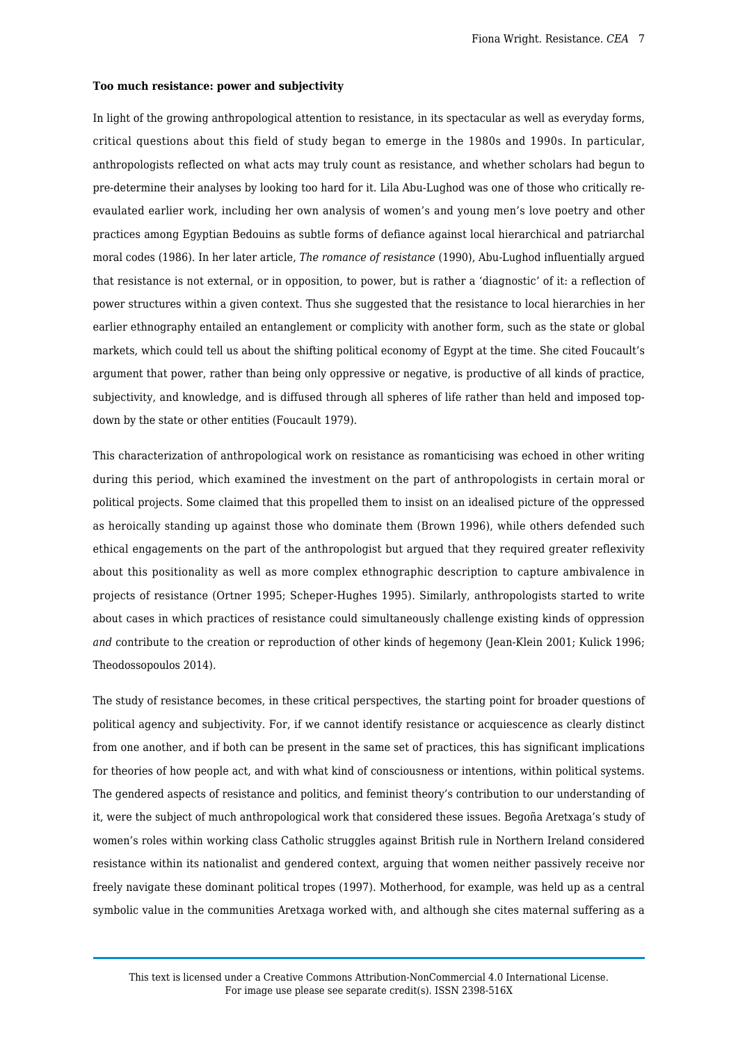**Too much resistance: power and subjectivity**

In light of the growing anthropological attention to resistance, in its spectacular as well as everyday forms, critical questions about this field of study began to emerge in the 1980s and 1990s. In particular, anthropologists reflected on what acts may truly count as resistance, and whether scholars had begun to pre-determine their analyses by looking too hard for it. Lila Abu-Lughod was one of those who critically re-evaulated earlier work, including her own analysis of women's and young men's love poetry and other practices among Egyptian Bedouins as subtle forms of defiance against local hierarchical and patriarchal moral codes (1986). In her later article, *The romance of resistance* (1990), Abu-Lughod influentially argued that resistance is not external, or in opposition, to power, but is rather a 'diagnostic' of it: a reflection of power structures within a given context. Thus she suggested that the resistance to local hierarchies in her earlier ethnography entailed an entanglement or complicity with another form, such as the state or global markets, which could tell us about the shifting political economy of Egypt at the time. She cited Foucault's argument that power, rather than being only oppressive or negative, is productive of all kinds of practice, subjectivity, and knowledge, and is diffused through all spheres of life rather than held and imposed top-down by the state or other entities (Foucault 1979).

This characterization of anthropological work on resistance as romanticising was echoed in other writing during this period, which examined the investment on the part of anthropologists in certain moral or political projects. Some claimed that this propelled them to insist on an idealised picture of the oppressed as heroically standing up against those who dominate them (Brown 1996), while others defended such ethical engagements on the part of the anthropologist but argued that they required greater reflexivity about this positionality as well as more complex ethnographic description to capture ambivalence in projects of resistance (Ortner 1995; Scheper-Hughes 1995). Similarly, anthropologists started to write about cases in which practices of resistance could simultaneously challenge existing kinds of oppression *and* contribute to the creation or reproduction of other kinds of hegemony (Jean-Klein 2001; Kulick 1996; Theodossopoulos 2014).

The study of resistance becomes, in these critical perspectives, the starting point for broader questions of political agency and subjectivity. For, if we cannot identify resistance or acquiescence as clearly distinct from one another, and if both can be present in the same set of practices, this has significant implications for theories of how people act, and with what kind of consciousness or intentions, within political systems. The gendered aspects of resistance and politics, and feminist theory's contribution to our understanding of it, were the subject of much anthropological work that considered these issues. Begoña Aretxaga's study of women's roles within working class Catholic struggles against British rule in Northern Ireland considered resistance within its nationalist and gendered context, arguing that women neither passively receive nor freely navigate these dominant political tropes (1997). Motherhood, for example, was held up as a central symbolic value in the communities Aretxaga worked with, and although she cites maternal suffering as a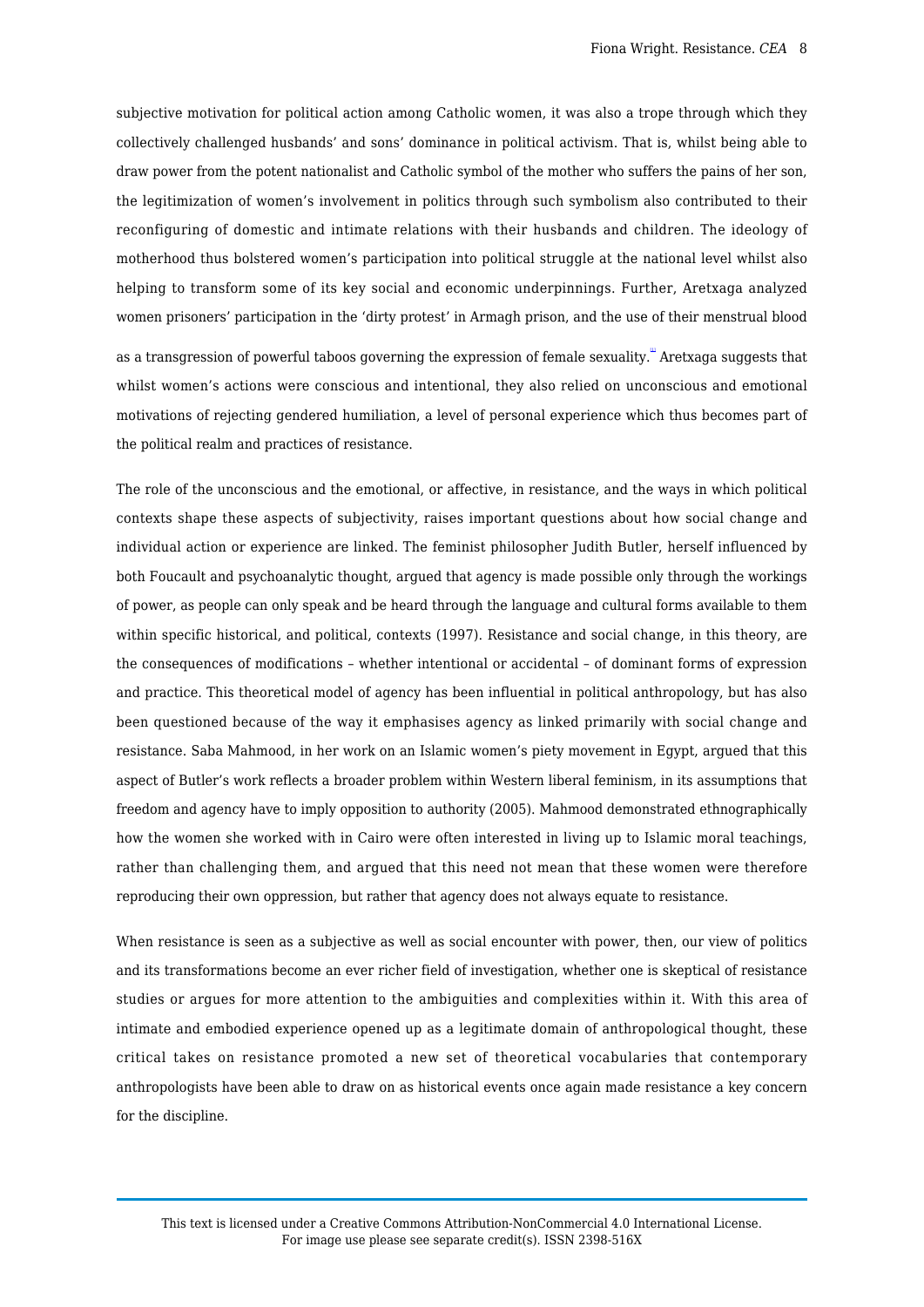subjective motivation for political action among Catholic women, it was also a trope through which they collectively challenged husbands' and sons' dominance in political activism. That is, whilst being able to draw power from the potent nationalist and Catholic symbol of the mother who suffers the pains of her son, the legitimization of women's involvement in politics through such symbolism also contributed to their reconfiguring of domestic and intimate relations with their husbands and children. The ideology of motherhood thus bolstered women's participation into political struggle at the national level whilst also helping to transform some of its key social and economic underpinnings. Further, Aretxaga analyzed women prisoners' participation in the 'dirty protest' in Armagh prison, and the use of their menstrual blood as a transgression of powerful taboos governing the expression of female sexuality.[ii] Aretxaga suggests that whilst women's actions were conscious and intentional, they also relied on unconscious and emotional motivations of rejecting gendered humiliation, a level of personal experience which thus becomes part of the political realm and practices of resistance.

The role of the unconscious and the emotional, or affective, in resistance, and the ways in which political contexts shape these aspects of subjectivity, raises important questions about how social change and individual action or experience are linked. The feminist philosopher Judith Butler, herself influenced by both Foucault and psychoanalytic thought, argued that agency is made possible only through the workings of power, as people can only speak and be heard through the language and cultural forms available to them within specific historical, and political, contexts (1997). Resistance and social change, in this theory, are the consequences of modifications – whether intentional or accidental – of dominant forms of expression and practice. This theoretical model of agency has been influential in political anthropology, but has also been questioned because of the way it emphasises agency as linked primarily with social change and resistance. Saba Mahmood, in her work on an Islamic women's piety movement in Egypt, argued that this aspect of Butler's work reflects a broader problem within Western liberal feminism, in its assumptions that freedom and agency have to imply opposition to authority (2005). Mahmood demonstrated ethnographically how the women she worked with in Cairo were often interested in living up to Islamic moral teachings, rather than challenging them, and argued that this need not mean that these women were therefore reproducing their own oppression, but rather that agency does not always equate to resistance.

When resistance is seen as a subjective as well as social encounter with power, then, our view of politics and its transformations become an ever richer field of investigation, whether one is skeptical of resistance studies or argues for more attention to the ambiguities and complexities within it. With this area of intimate and embodied experience opened up as a legitimate domain of anthropological thought, these critical takes on resistance promoted a new set of theoretical vocabularies that contemporary anthropologists have been able to draw on as historical events once again made resistance a key concern for the discipline.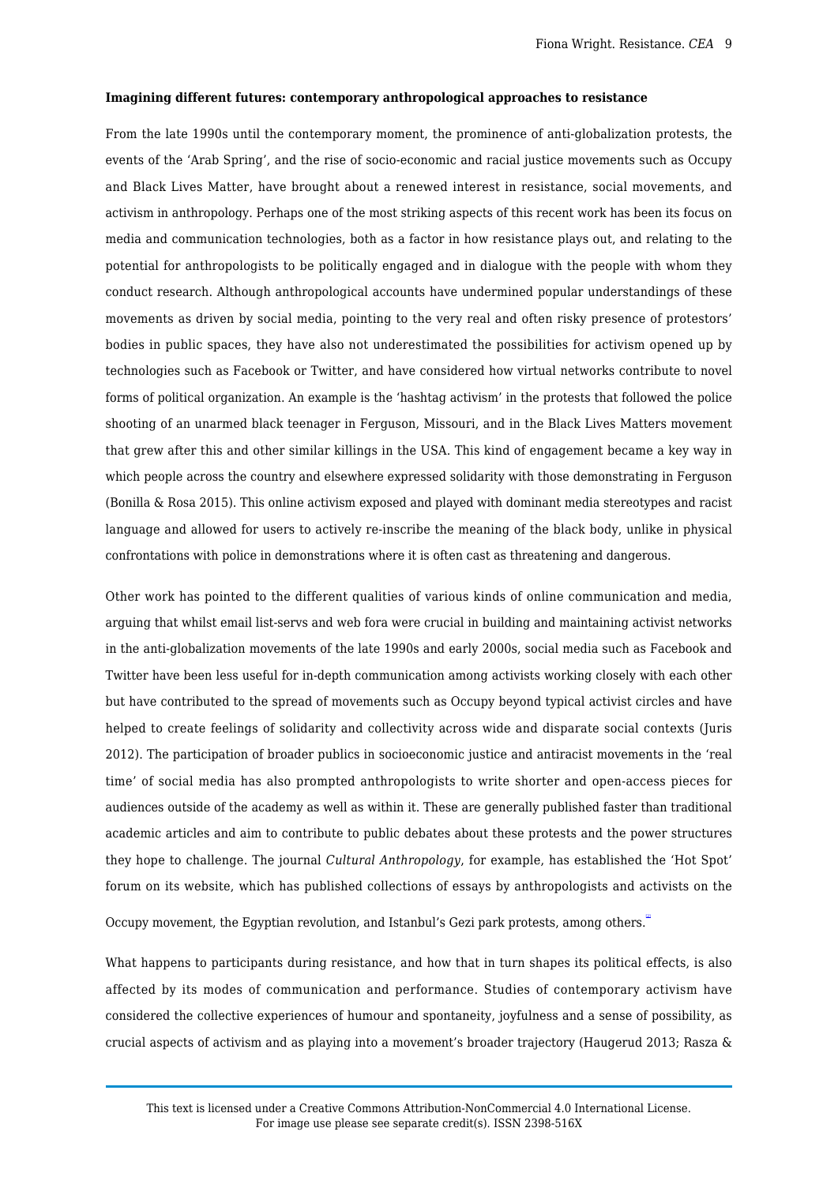**Imagining different futures: contemporary anthropological approaches to resistance**

From the late 1990s until the contemporary moment, the prominence of anti-globalization protests, the events of the 'Arab Spring', and the rise of socio-economic and racial justice movements such as Occupy and Black Lives Matter, have brought about a renewed interest in resistance, social movements, and activism in anthropology. Perhaps one of the most striking aspects of this recent work has been its focus on media and communication technologies, both as a factor in how resistance plays out, and relating to the potential for anthropologists to be politically engaged and in dialogue with the people with whom they conduct research. Although anthropological accounts have undermined popular understandings of these movements as driven by social media, pointing to the very real and often risky presence of protestors' bodies in public spaces, they have also not underestimated the possibilities for activism opened up by technologies such as Facebook or Twitter, and have considered how virtual networks contribute to novel forms of political organization. An example is the 'hashtag activism' in the protests that followed the police shooting of an unarmed black teenager in Ferguson, Missouri, and in the Black Lives Matters movement that grew after this and other similar killings in the USA. This kind of engagement became a key way in which people across the country and elsewhere expressed solidarity with those demonstrating in Ferguson (Bonilla & Rosa 2015). This online activism exposed and played with dominant media stereotypes and racist language and allowed for users to actively re-inscribe the meaning of the black body, unlike in physical confrontations with police in demonstrations where it is often cast as threatening and dangerous.

Other work has pointed to the different qualities of various kinds of online communication and media, arguing that whilst email list-servs and web fora were crucial in building and maintaining activist networks in the anti-globalization movements of the late 1990s and early 2000s, social media such as Facebook and Twitter have been less useful for in-depth communication among activists working closely with each other but have contributed to the spread of movements such as Occupy beyond typical activist circles and have helped to create feelings of solidarity and collectivity across wide and disparate social contexts (Juris 2012). The participation of broader publics in socioeconomic justice and antiracist movements in the 'real time' of social media has also prompted anthropologists to write shorter and open-access pieces for audiences outside of the academy as well as within it. These are generally published faster than traditional academic articles and aim to contribute to public debates about these protests and the power structures they hope to challenge. The journal *Cultural Anthropology*, for example, has established the 'Hot Spot' forum on its website, which has published collections of essays by anthropologists and activists on the Occupy movement, the Egyptian revolution, and Istanbul's Gezi park protests, among others.[1]

What happens to participants during resistance, and how that in turn shapes its political effects, is also affected by its modes of communication and performance. Studies of contemporary activism have considered the collective experiences of humour and spontaneity, joyfulness and a sense of possibility, as crucial aspects of activism and as playing into a movement's broader trajectory (Haugerud 2013; Rasza &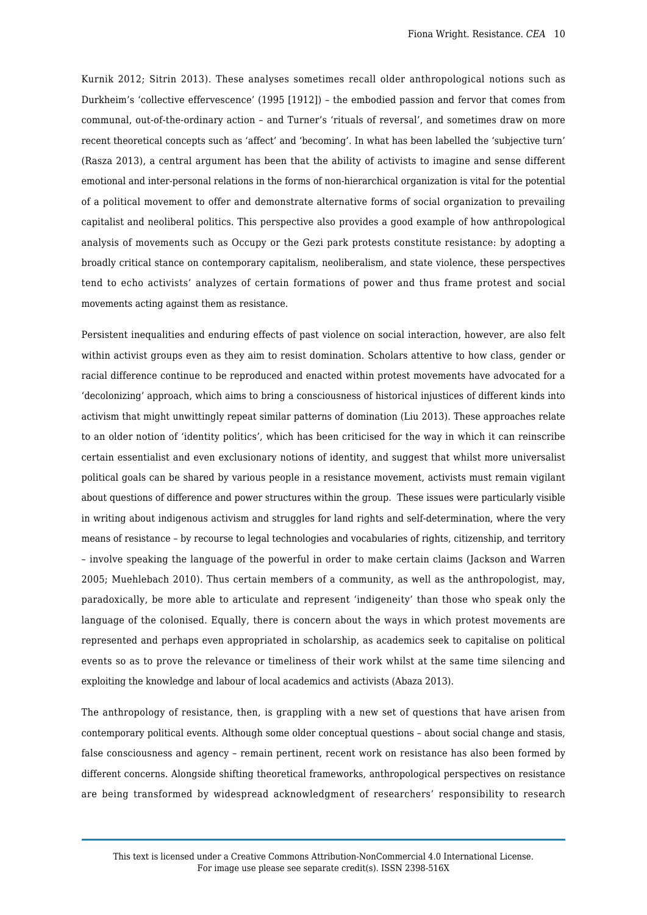Kurnik 2012; Sitrin 2013). These analyses sometimes recall older anthropological notions such as Durkheim's 'collective effervescence' (1995 [1912]) – the embodied passion and fervor that comes from communal, out-of-the-ordinary action – and Turner's 'rituals of reversal', and sometimes draw on more recent theoretical concepts such as 'affect' and 'becoming'. In what has been labelled the 'subjective turn' (Rasza 2013), a central argument has been that the ability of activists to imagine and sense different emotional and inter-personal relations in the forms of non-hierarchical organization is vital for the potential of a political movement to offer and demonstrate alternative forms of social organization to prevailing capitalist and neoliberal politics. This perspective also provides a good example of how anthropological analysis of movements such as Occupy or the Gezi park protests constitute resistance: by adopting a broadly critical stance on contemporary capitalism, neoliberalism, and state violence, these perspectives tend to echo activists' analyzes of certain formations of power and thus frame protest and social movements acting against them as resistance.

Persistent inequalities and enduring effects of past violence on social interaction, however, are also felt within activist groups even as they aim to resist domination. Scholars attentive to how class, gender or racial difference continue to be reproduced and enacted within protest movements have advocated for a 'decolonizing' approach, which aims to bring a consciousness of historical injustices of different kinds into activism that might unwittingly repeat similar patterns of domination (Liu 2013). These approaches relate to an older notion of 'identity politics', which has been criticised for the way in which it can reinscribe certain essentialist and even exclusionary notions of identity, and suggest that whilst more universalist political goals can be shared by various people in a resistance movement, activists must remain vigilant about questions of difference and power structures within the group. These issues were particularly visible in writing about indigenous activism and struggles for land rights and self-determination, where the very means of resistance – by recourse to legal technologies and vocabularies of rights, citizenship, and territory – involve speaking the language of the powerful in order to make certain claims (Jackson and Warren 2005; Muehlebach 2010). Thus certain members of a community, as well as the anthropologist, may, paradoxically, be more able to articulate and represent 'indigeneity' than those who speak only the language of the colonised. Equally, there is concern about the ways in which protest movements are represented and perhaps even appropriated in scholarship, as academics seek to capitalise on political events so as to prove the relevance or timeliness of their work whilst at the same time silencing and exploiting the knowledge and labour of local academics and activists (Abaza 2013).

The anthropology of resistance, then, is grappling with a new set of questions that have arisen from contemporary political events. Although some older conceptual questions – about social change and stasis, false consciousness and agency – remain pertinent, recent work on resistance has also been formed by different concerns. Alongside shifting theoretical frameworks, anthropological perspectives on resistance are being transformed by widespread acknowledgment of researchers' responsibility to research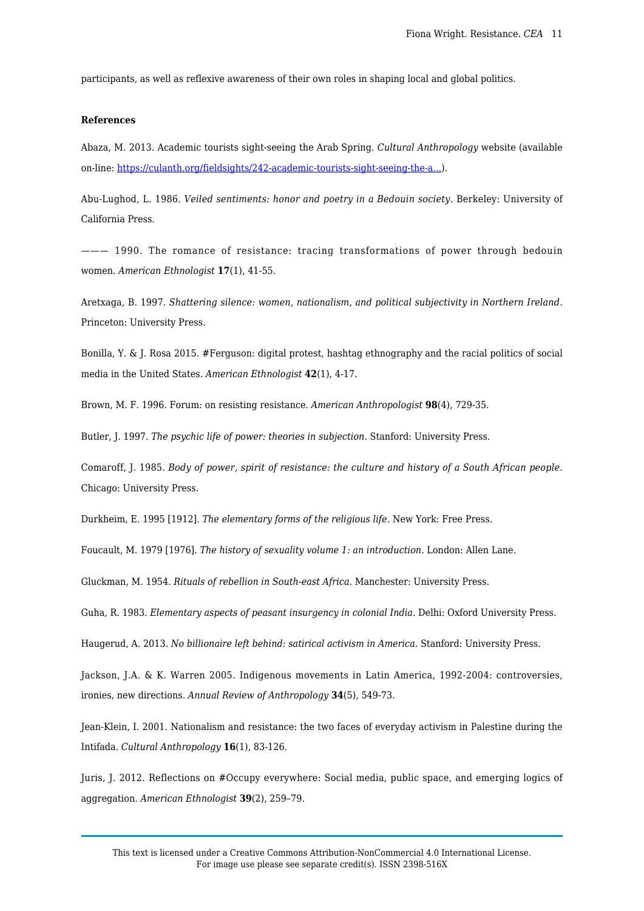participants, as well as reflexive awareness of their own roles in shaping local and global politics.

**References**

Abaza, M. 2013. Academic tourists sight-seeing the Arab Spring. *Cultural Anthropology* website (available on-line: [https://culanth.org/fieldsights/242-academic-tourists-sight-seeing-the-a...](https://culanth.org/fieldsights/242-academic-tourists-sight-seeing-the-a...)).

Abu-Lughod, L. 1986. *Veiled sentiments: honor and poetry in a Bedouin society*. Berkeley: University of California Press.

——— 1990. The romance of resistance: tracing transformations of power through bedouin women. *American Ethnologist* **17**(1), 41-55.

Aretxaga, B. 1997. *Shattering silence: women, nationalism, and political subjectivity in Northern Ireland*. Princeton: University Press.

Bonilla, Y. & J. Rosa 2015. #Ferguson: digital protest, hashtag ethnography and the racial politics of social media in the United States. *American Ethnologist* **42**(1), 4-17.

Brown, M. F. 1996. Forum: on resisting resistance. *American Anthropologist* **98**(4), 729-35.

Butler, J. 1997. *The psychic life of power: theories in subjection*. Stanford: University Press.

Comaroff, J. 1985. *Body of power, spirit of resistance: the culture and history of a South African people*. Chicago: University Press.

Durkheim, E. 1995 [1912]. *The elementary forms of the religious life*. New York: Free Press.

Foucault, M. 1979 [1976]. *The history of sexuality volume 1: an introduction*. London: Allen Lane.

Gluckman, M. 1954. *Rituals of rebellion in South-east Africa*. Manchester: University Press.

Guha, R. 1983. *Elementary aspects of peasant insurgency in colonial India*. Delhi: Oxford University Press.

Haugerud, A. 2013. *No billionaire left behind: satirical activism in America*. Stanford: University Press.

Jackson, J.A. & K. Warren 2005. Indigenous movements in Latin America, 1992-2004: controversies, ironies, new directions. *Annual Review of Anthropology* **34**(5), 549-73.

Jean-Klein, I. 2001. Nationalism and resistance: the two faces of everyday activism in Palestine during the Intifada. *Cultural Anthropology* **16**(1), 83-126.

Juris, J. 2012. Reflections on #Occupy everywhere: Social media, public space, and emerging logics of aggregation. *American Ethnologist* **39**(2), 259–79.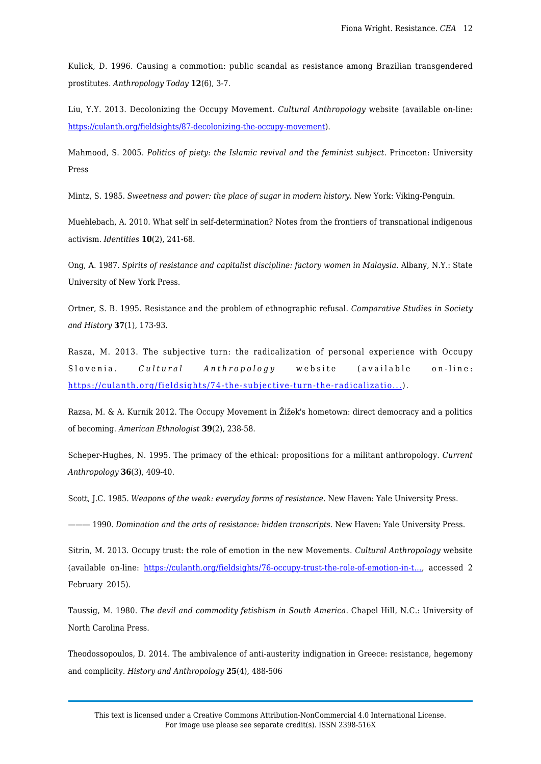Kulick, D. 1996. Causing a commotion: public scandal as resistance among Brazilian transgendered prostitutes. *Anthropology Today* **12**(6), 3-7.

Liu, Y.Y. 2013. Decolonizing the Occupy Movement. *Cultural Anthropology* website (available on-line: https://culanth.org/fieldsights/87-decolonizing-the-occupy-movement).

Mahmood, S. 2005. *Politics of piety: the Islamic revival and the feminist subject*. Princeton: University Press

Mintz, S. 1985. *Sweetness and power: the place of sugar in modern history*. New York: Viking-Penguin.

Muehlebach, A. 2010. What self in self-determination? Notes from the frontiers of transnational indigenous activism. *Identities* **10**(2), 241-68.

Ong, A. 1987. *Spirits of resistance and capitalist discipline: factory women in Malaysia*. Albany, N.Y.: State University of New York Press.

Ortner, S. B. 1995. Resistance and the problem of ethnographic refusal. *Comparative Studies in Society and History* **37**(1), 173-93.

Rasza, M. 2013. The subjective turn: the radicalization of personal experience with Occupy Slovenia. *Cultural Anthropology* website (available on-line: https://culanth.org/fieldsights/74-the-subjective-turn-the-radicalizatio...).

Razsa, M. & A. Kurnik 2012. The Occupy Movement in Žižek's hometown: direct democracy and a politics of becoming. *American Ethnologist* **39**(2), 238-58.

Scheper-Hughes, N. 1995. The primacy of the ethical: propositions for a militant anthropology. *Current Anthropology* **36**(3), 409-40.

Scott, J.C. 1985. *Weapons of the weak: everyday forms of resistance*. New Haven: Yale University Press.

——— 1990. *Domination and the arts of resistance: hidden transcripts*. New Haven: Yale University Press.

Sitrin, M. 2013. Occupy trust: the role of emotion in the new Movements. *Cultural Anthropology* website (available on-line: https://culanth.org/fieldsights/76-occupy-trust-the-role-of-emotion-in-t..., accessed 2 February 2015).

Taussig, M. 1980. *The devil and commodity fetishism in South America*. Chapel Hill, N.C.: University of North Carolina Press.

Theodossopoulos, D. 2014. The ambivalence of anti-austerity indignation in Greece: resistance, hegemony and complicity. *History and Anthropology* **25**(4), 488-506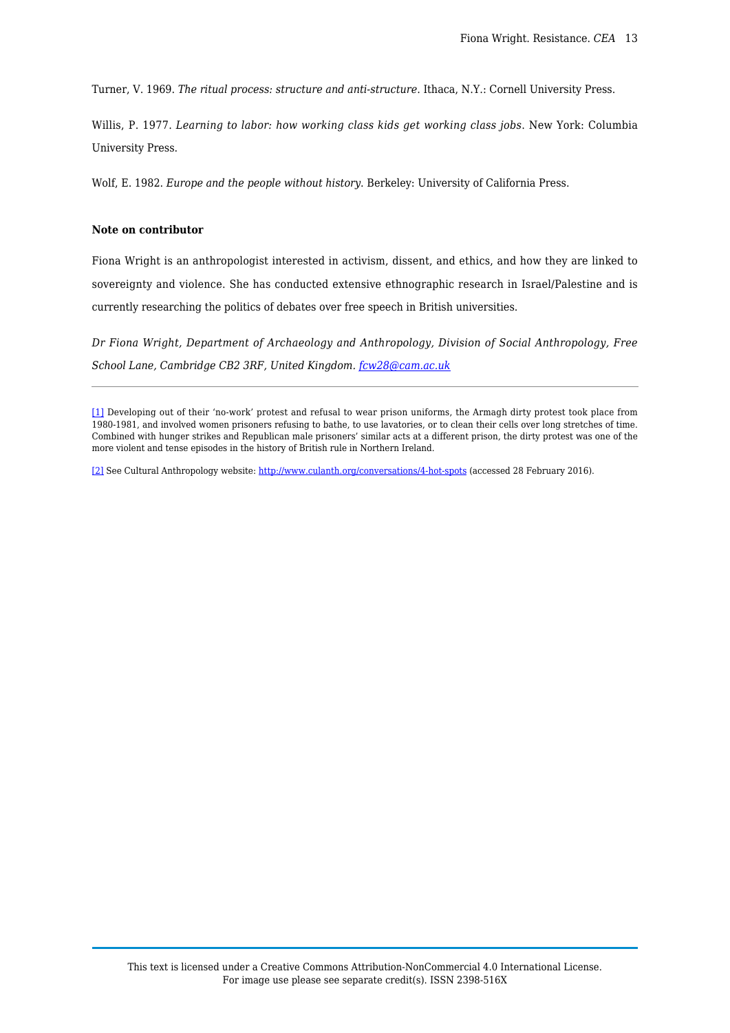Turner, V. 1969. *The ritual process: structure and anti-structure*. Ithaca, N.Y.: Cornell University Press.

Willis, P. 1977. *Learning to labor: how working class kids get working class jobs*. New York: Columbia University Press.

Wolf, E. 1982. *Europe and the people without history*. Berkeley: University of California Press.

**Note on contributor**

Fiona Wright is an anthropologist interested in activism, dissent, and ethics, and how they are linked to sovereignty and violence. She has conducted extensive ethnographic research in Israel/Palestine and is currently researching the politics of debates over free speech in British universities.

*Dr Fiona Wright, Department of Archaeology and Anthropology, Division of Social Anthropology, Free School Lane, Cambridge CB2 3RF, United Kingdom. fcw28@cam.ac.uk*

---

[1] Developing out of their 'no-work' protest and refusal to wear prison uniforms, the Armagh dirty protest took place from 1980-1981, and involved women prisoners refusing to bathe, to use lavatories, or to clean their cells over long stretches of time. Combined with hunger strikes and Republican male prisoners' similar acts at a different prison, the dirty protest was one of the more violent and tense episodes in the history of British rule in Northern Ireland.

[2] See Cultural Anthropology website: http://www.culanth.org/conversations/4-hot-spots (accessed 28 February 2016).

This text is licensed under a Creative Commons Attribution-NonCommercial 4.0 International License. For image use please see separate credit(s). ISSN 2398-516X